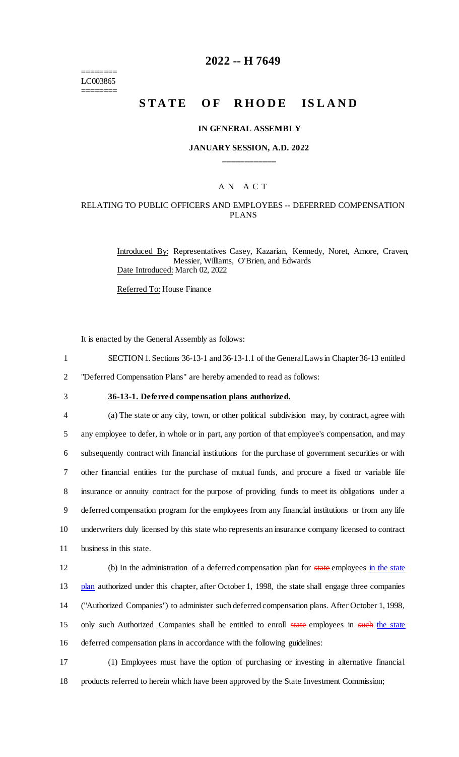========
LC003865
========

# 2022 -- H 7649

# STATE OF RHODE ISLAND

### IN GENERAL ASSEMBLY

### JANUARY SESSION, A.D. 2022

____________

A N A C T

RELATING TO PUBLIC OFFICERS AND EMPLOYEES -- DEFERRED COMPENSATION PLANS

Introduced By: Representatives Casey, Kazarian, Kennedy, Noret, Amore, Craven, Messier, Williams, O'Brien, and Edwards

Date Introduced: March 02, 2022

Referred To: House Finance

It is enacted by the General Assembly as follows:

1 SECTION 1. Sections 36-13-1 and 36-13-1.1 of the General Laws in Chapter 36-13 entitled
2 "Deferred Compensation Plans" are hereby amended to read as follows:

3 **36-13-1. Deferred compensation plans authorized.**

4 (a) The state or any city, town, or other political subdivision may, by contract, agree with
5 any employee to defer, in whole or in part, any portion of that employee's compensation, and may
6 subsequently contract with financial institutions for the purchase of government securities or with
7 other financial entities for the purchase of mutual funds, and procure a fixed or variable life
8 insurance or annuity contract for the purpose of providing funds to meet its obligations under a
9 deferred compensation program for the employees from any financial institutions or from any life
10 underwriters duly licensed by this state who represents an insurance company licensed to contract
11 business in this state.

12 (b) In the administration of a deferred compensation plan for ~~state~~ employees in the state
13 plan authorized under this chapter, after October 1, 1998, the state shall engage three companies
14 ("Authorized Companies") to administer such deferred compensation plans. After October 1, 1998,
15 only such Authorized Companies shall be entitled to enroll ~~state~~ employees in ~~such~~ the state
16 deferred compensation plans in accordance with the following guidelines:

17 (1) Employees must have the option of purchasing or investing in alternative financial
18 products referred to herein which have been approved by the State Investment Commission;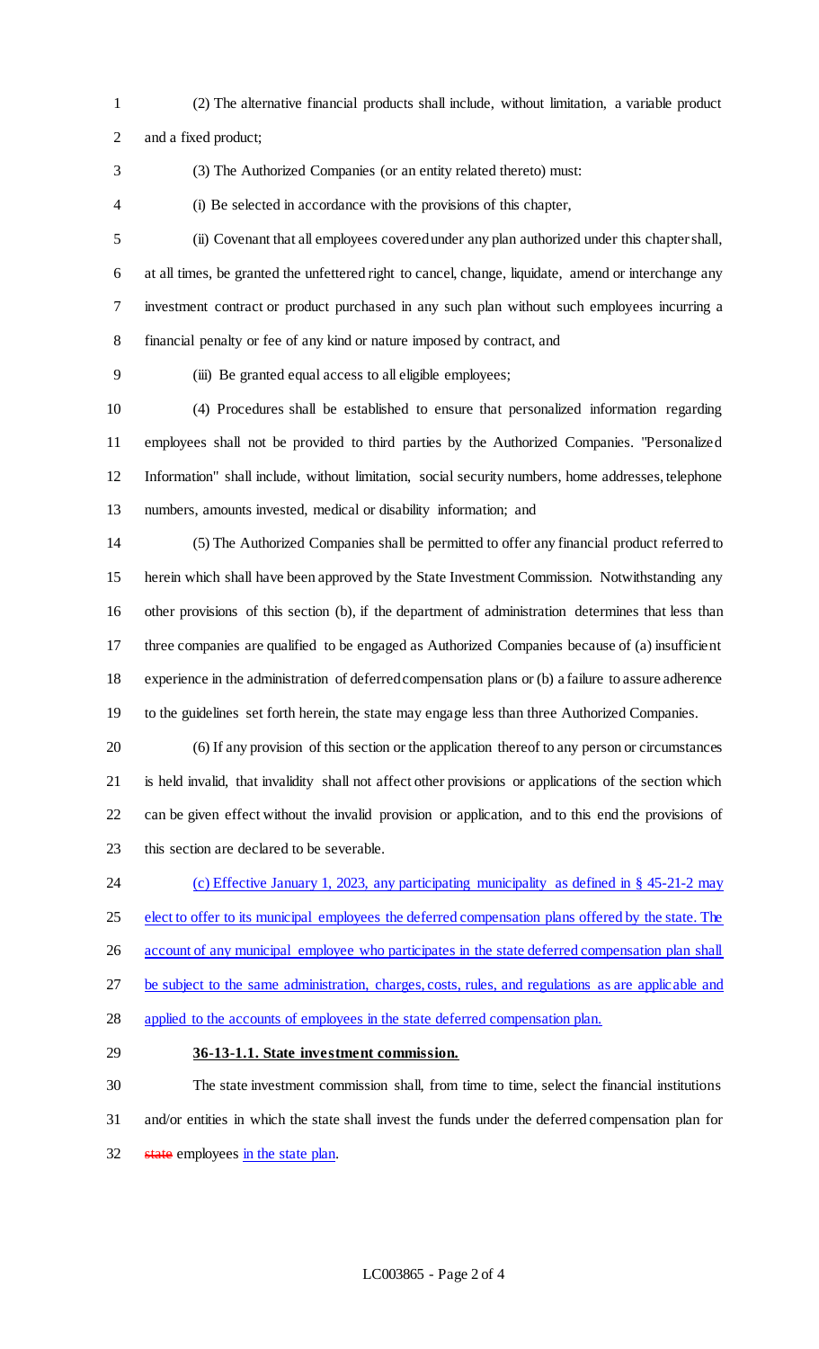(2) The alternative financial products shall include, without limitation, a variable product and a fixed product;

(3) The Authorized Companies (or an entity related thereto) must:

(i) Be selected in accordance with the provisions of this chapter,

(ii) Covenant that all employees covered under any plan authorized under this chapter shall, at all times, be granted the unfettered right to cancel, change, liquidate, amend or interchange any investment contract or product purchased in any such plan without such employees incurring a financial penalty or fee of any kind or nature imposed by contract, and

(iii) Be granted equal access to all eligible employees;

(4) Procedures shall be established to ensure that personalized information regarding employees shall not be provided to third parties by the Authorized Companies. "Personalized Information" shall include, without limitation, social security numbers, home addresses, telephone numbers, amounts invested, medical or disability information; and

(5) The Authorized Companies shall be permitted to offer any financial product referred to herein which shall have been approved by the State Investment Commission. Notwithstanding any other provisions of this section (b), if the department of administration determines that less than three companies are qualified to be engaged as Authorized Companies because of (a) insufficient experience in the administration of deferred compensation plans or (b) a failure to assure adherence to the guidelines set forth herein, the state may engage less than three Authorized Companies.

(6) If any provision of this section or the application thereof to any person or circumstances is held invalid, that invalidity shall not affect other provisions or applications of the section which can be given effect without the invalid provision or application, and to this end the provisions of this section are declared to be severable.

(c) Effective January 1, 2023, any participating municipality as defined in § 45-21-2 may elect to offer to its municipal employees the deferred compensation plans offered by the state. The account of any municipal employee who participates in the state deferred compensation plan shall be subject to the same administration, charges, costs, rules, and regulations as are applicable and applied to the accounts of employees in the state deferred compensation plan.

**36-13-1.1. State investment commission.**

The state investment commission shall, from time to time, select the financial institutions and/or entities in which the state shall invest the funds under the deferred compensation plan for ~~state~~ employees in the state plan.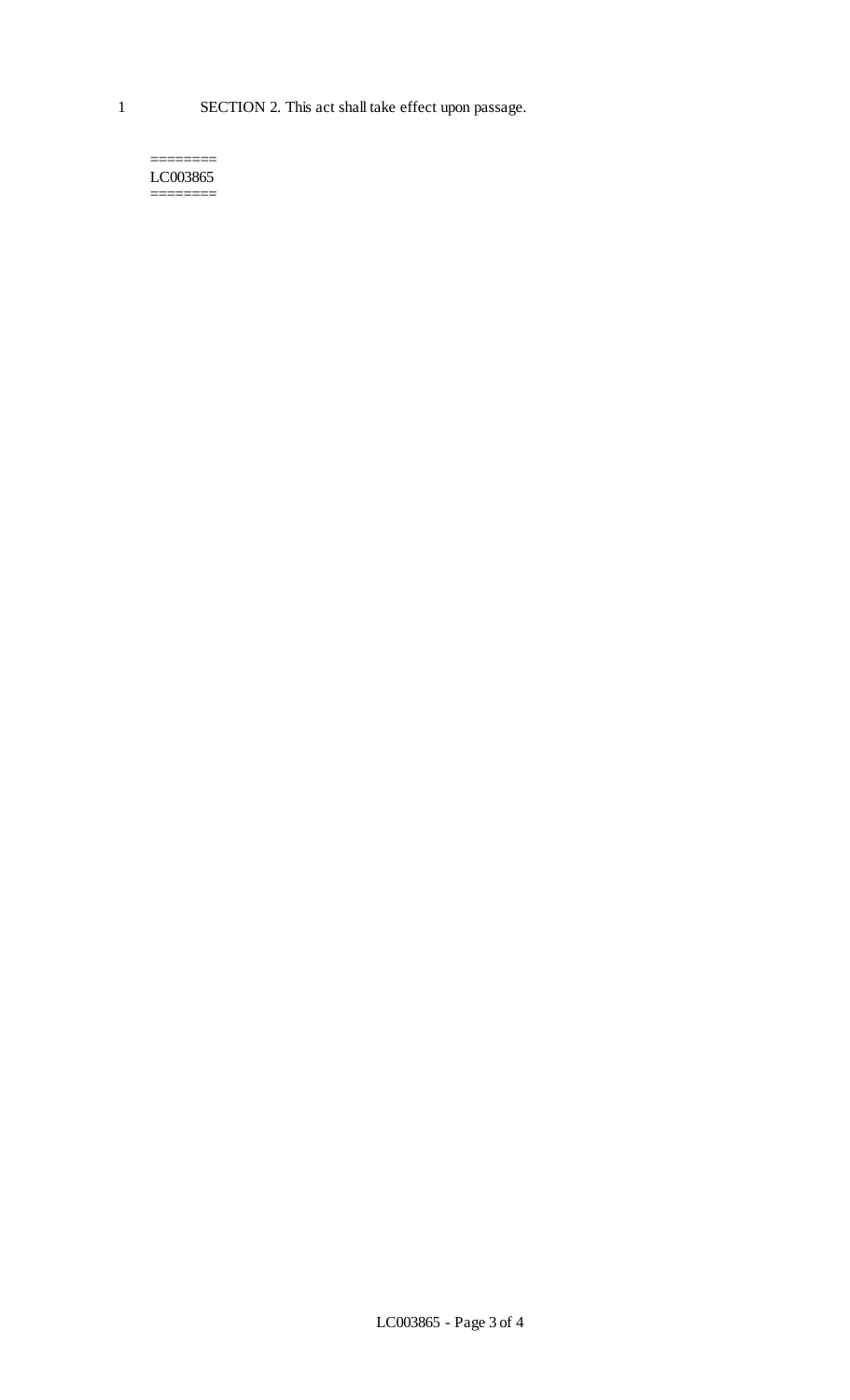SECTION 2. This act shall take effect upon passage.

========
LC003865
========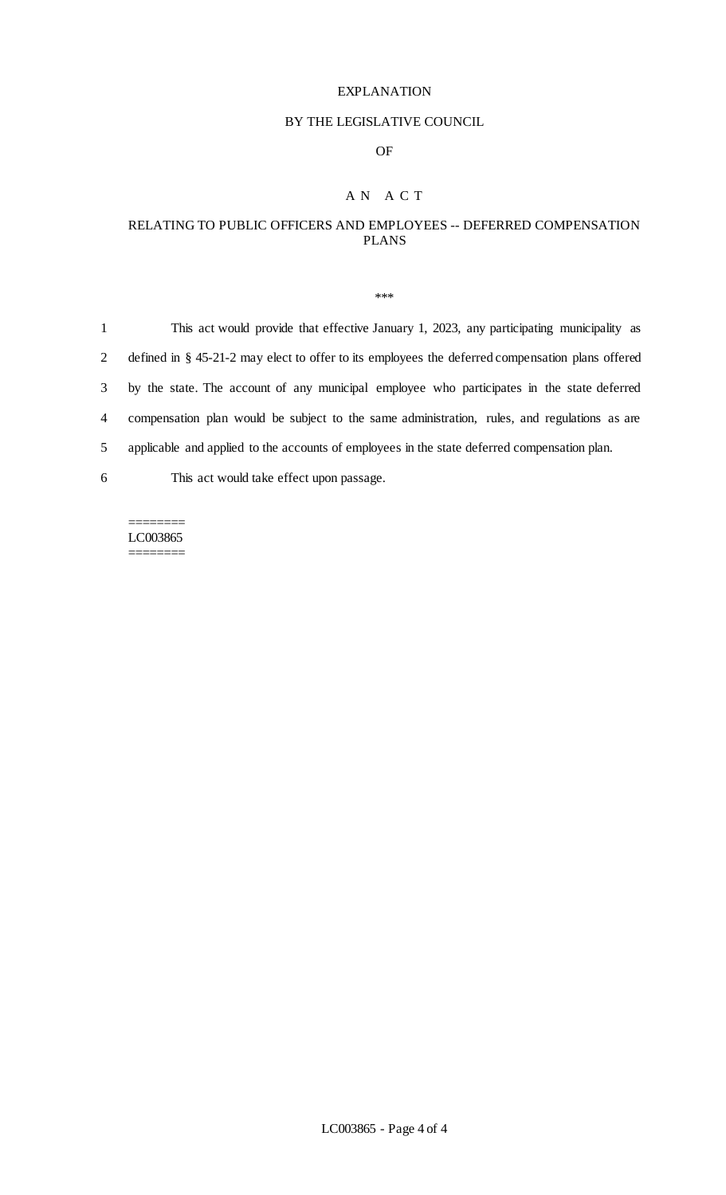EXPLANATION

BY THE LEGISLATIVE COUNCIL

OF

A N A C T

RELATING TO PUBLIC OFFICERS AND EMPLOYEES -- DEFERRED COMPENSATION PLANS

\*\*\*

This act would provide that effective January 1, 2023, any participating municipality as defined in § 45-21-2 may elect to offer to its employees the deferred compensation plans offered by the state. The account of any municipal employee who participates in the state deferred compensation plan would be subject to the same administration, rules, and regulations as are applicable and applied to the accounts of employees in the state deferred compensation plan.

This act would take effect upon passage.

========
LC003865
========